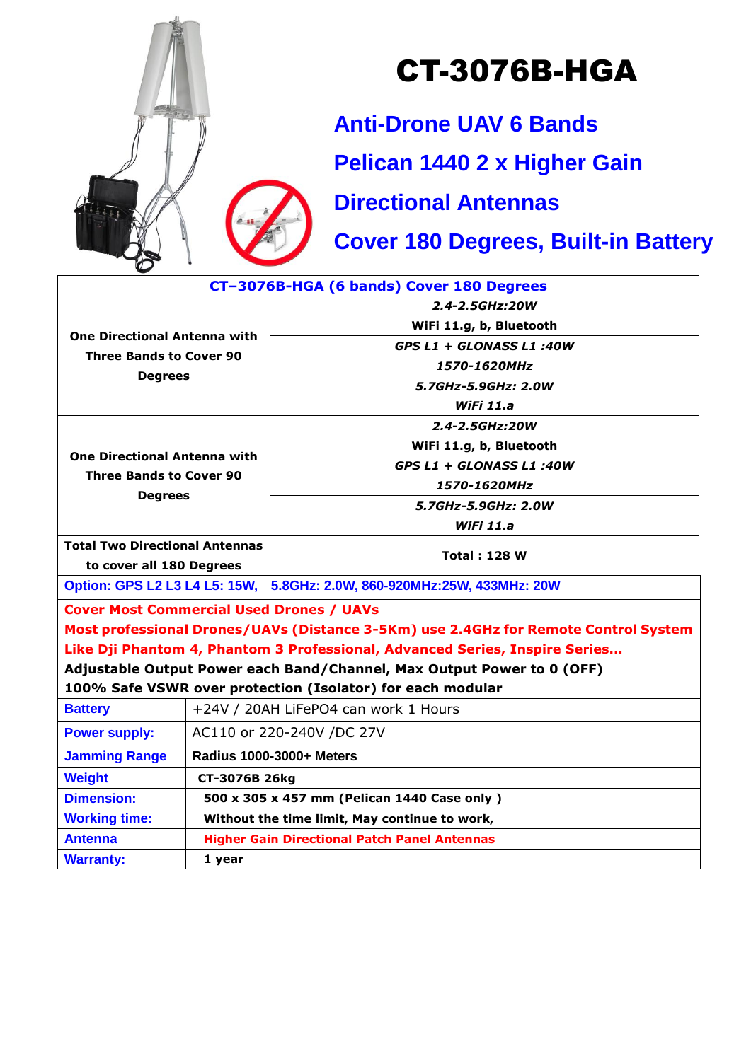# CT-3076B-HGA

## Anti-Drone UAV 6 Bands

## Pelican 1440 2 x Higher Gain

## Directional Antennas

## Cover 180 Degrees, Built-in Battery

| CT–3076B-HGA (6 bands) Cover 180 Degrees | |
|---|---|
| **One Directional Antenna with Three Bands to Cover 90 Degrees** | ***2.4-2.5GHz:20W*** <br> **WiFi 11.g, b, Bluetooth** |
| | ***GPS L1 + GLONASS L1 :40W*** <br> ***1570-1620MHz*** |
| | ***5.7GHz-5.9GHz: 2.0W*** <br> ***WiFi 11.a*** |
| **One Directional Antenna with Three Bands to Cover 90 Degrees** | ***2.4-2.5GHz:20W*** <br> **WiFi 11.g, b, Bluetooth** |
| | ***GPS L1 + GLONASS L1 :40W*** <br> ***1570-1620MHz*** |
| | ***5.7GHz-5.9GHz: 2.0W*** <br> ***WiFi 11.a*** |
| **Total Two Directional Antennas to cover all 180 Degrees** | **Total : 128 W** |

**Option: GPS L2 L3 L4 L5: 15W, 5.8GHz: 2.0W, 860-920MHz:25W, 433MHz: 20W**

**Cover Most Commercial Used Drones / UAVs**
**Most professional Drones/UAVs (Distance 3-5Km) use 2.4GHz for Remote Control System**
**Like Dji Phantom 4, Phantom 3 Professional, Advanced Series, Inspire Series…**
**Adjustable Output Power each Band/Channel, Max Output Power to 0 (OFF)**
**100% Safe VSWR over protection (Isolator) for each modular**

| | |
|---|---|
| **Battery** | +24V / 20AH LiFePO4 can work 1 Hours |
| **Power supply:** | AC110 or 220-240V /DC 27V |
| **Jamming Range** | **Radius 1000-3000+ Meters** |
| **Weight** | **CT-3076B 26kg** |
| **Dimension:** | **500 x 305 x 457 mm (Pelican 1440 Case only )** |
| **Working time:** | **Without the time limit, May continue to work,** |
| **Antenna** | **Higher Gain Directional Patch Panel Antennas** |
| **Warranty:** | **1 year** |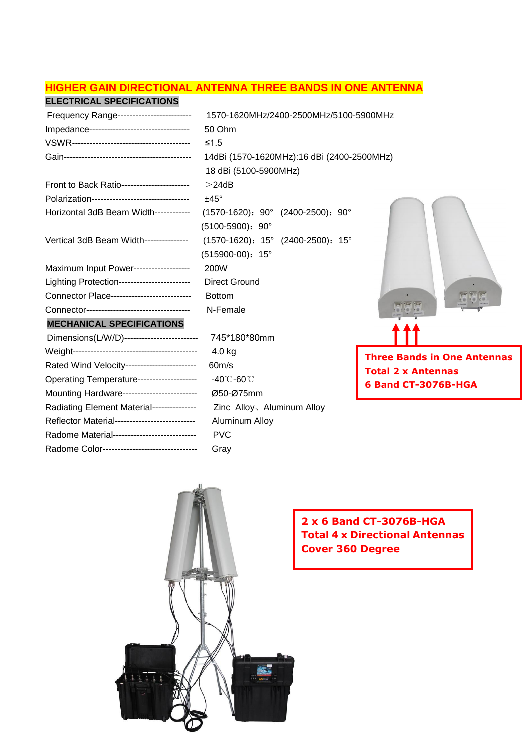## HIGHER GAIN DIRECTIONAL ANTENNA THREE BANDS IN ONE ANTENNA

### ELECTRICAL SPECIFICATIONS

| | |
|---|---|
| Frequency Range | 1570-1620MHz/2400-2500MHz/5100-5900MHz |
| Impedance | 50 Ohm |
| VSWR | ≤1.5 |
| Gain | 14dBi (1570-1620MHz):16 dBi (2400-2500MHz) 18 dBi (5100-5900MHz) |
| Front to Back Ratio | ＞24dB |
| Polarization | ±45° |
| Horizontal 3dB Beam Width | (1570-1620)：90° (2400-2500)：90° (5100-5900)：90° |
| Vertical 3dB Beam Width | (1570-1620)：15° (2400-2500)：15° (515900-00)：15° |
| Maximum Input Power | 200W |
| Lighting Protection | Direct Ground |
| Connector Place | Bottom |
| Connector | N-Female |

### MECHANICAL SPECIFICATIONS

| | |
|---|---|
| Dimensions(L/W/D) | 745*180*80mm |
| Weight | 4.0 kg |
| Rated Wind Velocity | 60m/s |
| Operating Temperature | -40℃-60℃ |
| Mounting Hardware | Ø50-Ø75mm |
| Radiating Element Material | Zinc Alloy、Aluminum Alloy |
| Reflector Material | Aluminum Alloy |
| Radome Material | PVC |
| Radome Color | Gray |

**Three Bands in One Antennas**
**Total 2 x Antennas**
**6 Band CT-3076B-HGA**

**2 x 6 Band CT-3076B-HGA**
**Total 4 x Directional Antennas**
**Cover 360 Degree**